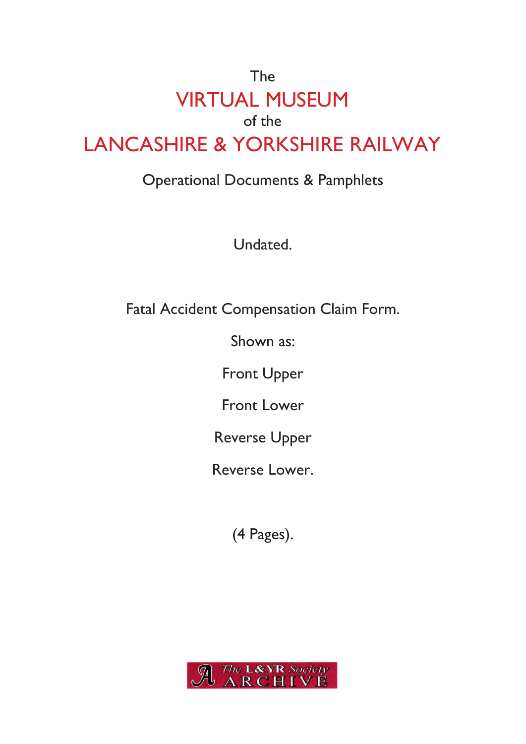The

# VIRTUAL MUSEUM

of the

# LANCASHIRE & YORKSHIRE RAILWAY

Operational Documents & Pamphlets

Undated.

Fatal Accident Compensation Claim Form.

Shown as:

Front Upper

Front Lower

Reverse Upper

Reverse Lower.

(4 Pages).

The L&YR Society ARCHIVE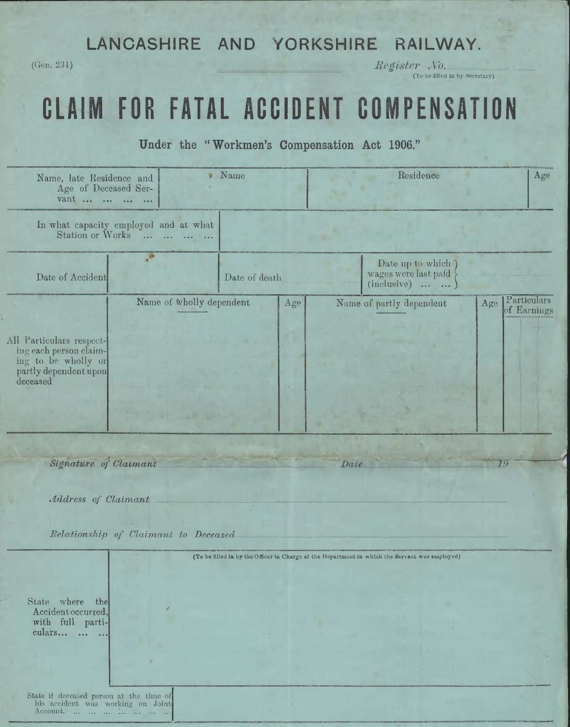# LANCASHIRE AND YORKSHIRE RAILWAY.

(Gen. 231) *Register No.* ______ (To be filled in by Secretary)

# CLAIM FOR FATAL ACCIDENT COMPENSATION

**Under the "Workmen's Compensation Act 1906."**

| Name, late Residence and Age of Deceased Servant ... ... ... ... | Name | Residence | Age |
|---|---|---|---|
| | | | |

| In what capacity employed and at what Station or Works ... ... ... ... | |
|---|---|

| Date of Accident | | Date of death | Date up to which wages were last paid (inclusive) ... ... | |
|---|---|---|---|---|

| All Particulars respecting each person claiming to be wholly or partly dependent upon deceased | Name of wholly dependent | Age | Name of partly dependent | Age | Particulars of Earnings |
|---|---|---|---|---|---|
| | | | | | |

*Signature of Claimant* ______ *Date* ______ 19

*Address of Claimant* ______

*Relationship of Claimant to Deceased* ______

| State where the Accident occurred, with full particulars... ... ... | (To be filled in by the Officer in Charge of the Department in which the Servant was employed) |
|---|---|
| State if deceased person at the time of his accident was working on Joint Account. ... ... ... ... ... ... ... | |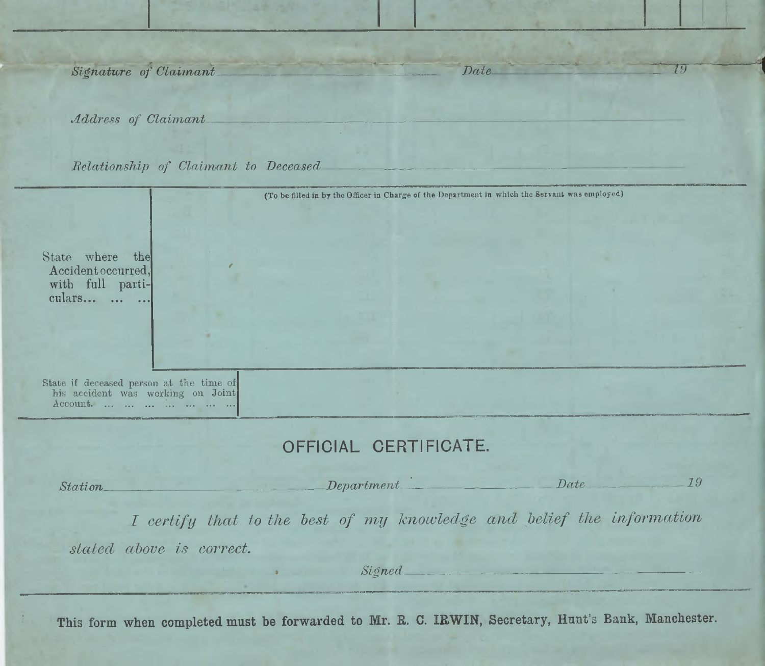*Signature of Claimant* \_\_\_\_\_\_\_\_\_\_\_\_\_\_\_\_\_\_\_\_ *Date* \_\_\_\_\_\_\_\_\_\_\_\_\_\_ 19

*Address of Claimant* \_\_\_\_\_\_\_\_\_\_\_\_\_\_\_\_\_\_\_\_\_\_\_\_\_\_\_\_\_\_\_\_\_\_\_\_

*Relationship of Claimant to Deceased* \_\_\_\_\_\_\_\_\_\_\_\_\_\_\_\_\_\_\_\_\_\_\_\_\_\_\_\_

| | (To be filled in by the Officer in Charge of the Department in which the Servant was employed) |
|---|---|
| State where the Accident occurred, with full particulars... ... ... | |
| State if deceased person at the time of his accident was working on Joint Account. ... ... ... ... ... ... ... | |

## OFFICIAL CERTIFICATE.

*Station* \_\_\_\_\_\_\_\_\_\_\_\_\_\_\_\_\_\_\_\_ *Department* \_\_\_\_\_\_\_\_\_\_\_\_\_\_\_\_ *Date* \_\_\_\_\_\_\_\_\_\_ 19

*I certify that to the best of my knowledge and belief the information stated above is correct.*

*Signed* \_\_\_\_\_\_\_\_\_\_\_\_\_\_\_\_\_\_\_\_\_\_\_\_\_\_\_\_

**This form when completed must be forwarded to Mr. R. C. IRWIN, Secretary, Hunt's Bank, Manchester.**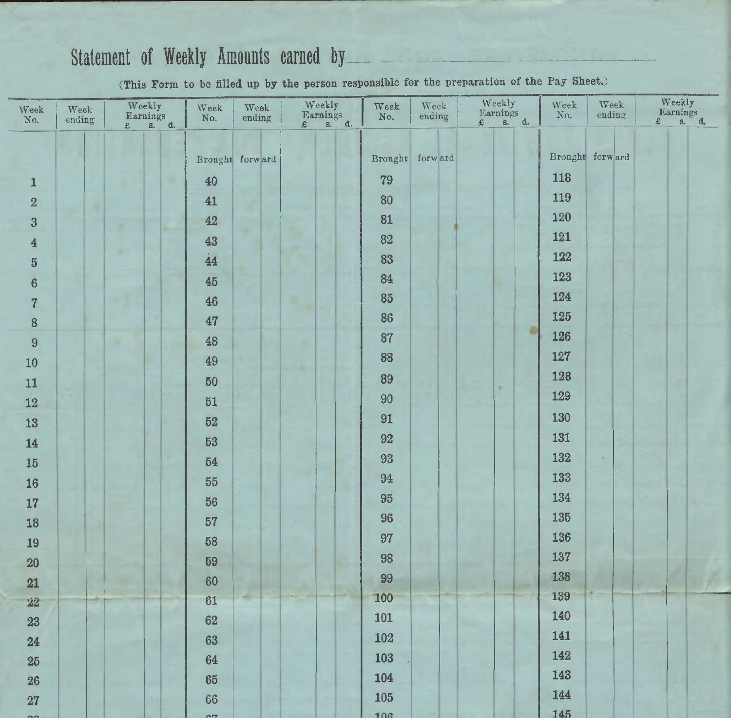# Statement of Weekly Amounts earned by

(This Form to be filled up by the person responsible for the preparation of the Pay Sheet.)

| Week No. | Week ending | Weekly Earnings £ s. d. | Week No. | Week ending | Weekly Earnings £ s. d. | Week No. | Week ending | Weekly Earnings £ s. d. | Week No. | Week ending | Weekly Earnings £ s. d. |
|---|---|---|---|---|---|---|---|---|---|---|---|
| | | | Brought forward | | | Brought forward | | | Brought forward | | |
| 1 | | | 40 | | | 79 | | | 118 | | |
| 2 | | | 41 | | | 80 | | | 119 | | |
| 3 | | | 42 | | | 81 | | | 120 | | |
| 4 | | | 43 | | | 82 | | | 121 | | |
| 5 | | | 44 | | | 83 | | | 122 | | |
| 6 | | | 45 | | | 84 | | | 123 | | |
| 7 | | | 46 | | | 85 | | | 124 | | |
| 8 | | | 47 | | | 86 | | | 125 | | |
| 9 | | | 48 | | | 87 | | | 126 | | |
| 10 | | | 49 | | | 88 | | | 127 | | |
| 11 | | | 50 | | | 89 | | | 128 | | |
| 12 | | | 51 | | | 90 | | | 129 | | |
| 13 | | | 52 | | | 91 | | | 130 | | |
| 14 | | | 53 | | | 92 | | | 131 | | |
| 15 | | | 54 | | | 93 | | | 132 | | |
| 16 | | | 55 | | | 94 | | | 133 | | |
| 17 | | | 56 | | | 95 | | | 134 | | |
| 18 | | | 57 | | | 96 | | | 135 | | |
| 19 | | | 58 | | | 97 | | | 136 | | |
| 20 | | | 59 | | | 98 | | | 137 | | |
| 21 | | | 60 | | | 99 | | | 138 | | |
| 22 | | | 61 | | | 100 | | | 139 | | |
| 23 | | | 62 | | | 101 | | | 140 | | |
| 24 | | | 63 | | | 102 | | | 141 | | |
| 25 | | | 64 | | | 103 | | | 142 | | |
| 26 | | | 65 | | | 104 | | | 143 | | |
| 27 | | | 66 | | | 105 | | | 144 | | |
| 28 | | | 67 | | | 106 | | | 145 | | |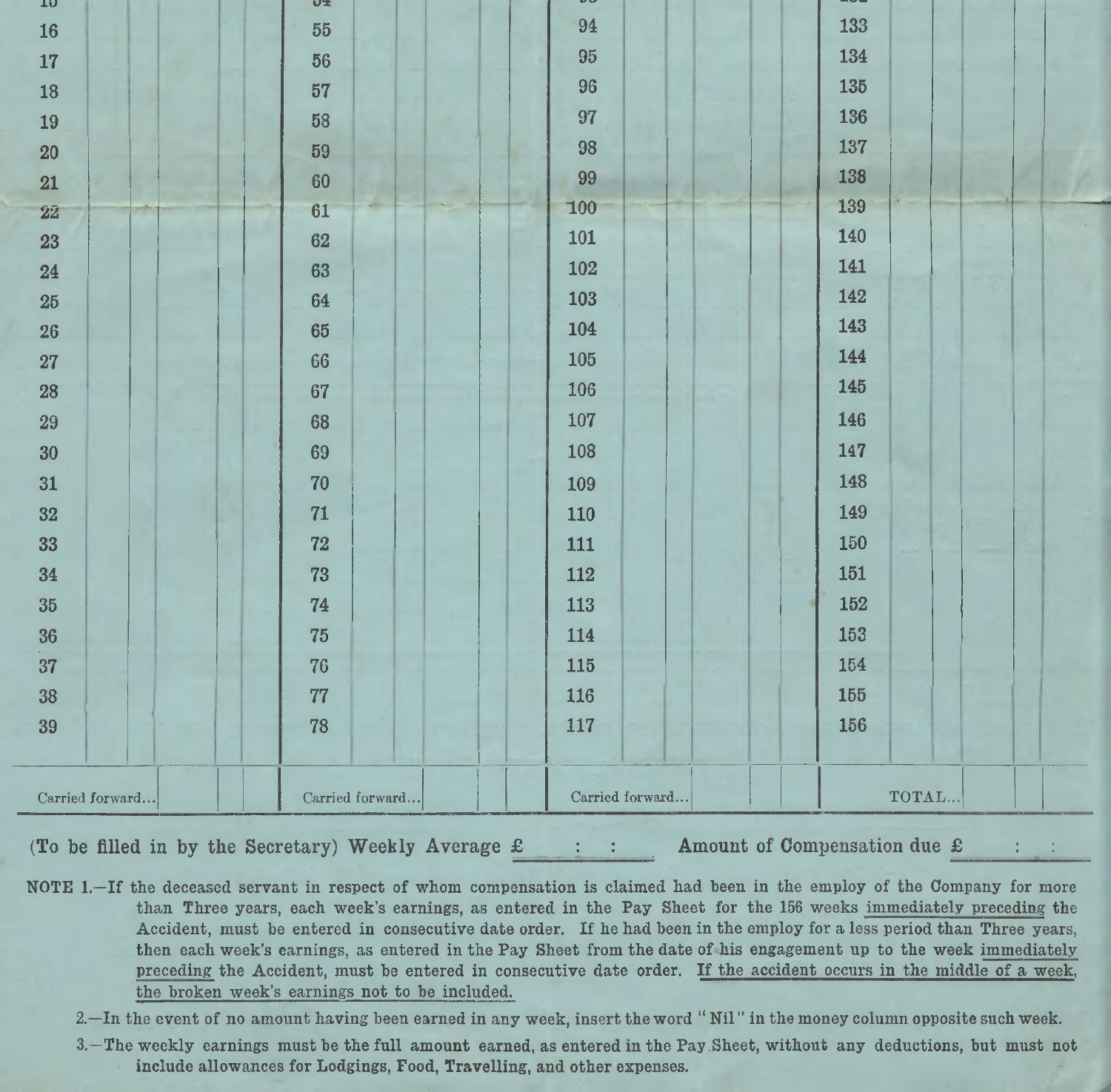| | | | | | | | | | | | | | | | |
|---|---|---|---|---|---|---|---|---|---|---|---|---|---|---|---|
| 16 | | | | 55 | | | | 94 | | | | 133 | | | |
| 17 | | | | 56 | | | | 95 | | | | 134 | | | |
| 18 | | | | 57 | | | | 96 | | | | 135 | | | |
| 19 | | | | 58 | | | | 97 | | | | 136 | | | |
| 20 | | | | 59 | | | | 98 | | | | 137 | | | |
| 21 | | | | 60 | | | | 99 | | | | 138 | | | |
| 22 | | | | 61 | | | | 100 | | | | 139 | | | |
| 23 | | | | 62 | | | | 101 | | | | 140 | | | |
| 24 | | | | 63 | | | | 102 | | | | 141 | | | |
| 25 | | | | 64 | | | | 103 | | | | 142 | | | |
| 26 | | | | 65 | | | | 104 | | | | 143 | | | |
| 27 | | | | 66 | | | | 105 | | | | 144 | | | |
| 28 | | | | 67 | | | | 106 | | | | 145 | | | |
| 29 | | | | 68 | | | | 107 | | | | 146 | | | |
| 30 | | | | 69 | | | | 108 | | | | 147 | | | |
| 31 | | | | 70 | | | | 109 | | | | 148 | | | |
| 32 | | | | 71 | | | | 110 | | | | 149 | | | |
| 33 | | | | 72 | | | | 111 | | | | 150 | | | |
| 34 | | | | 73 | | | | 112 | | | | 151 | | | |
| 35 | | | | 74 | | | | 113 | | | | 152 | | | |
| 36 | | | | 75 | | | | 114 | | | | 153 | | | |
| 37 | | | | 76 | | | | 115 | | | | 154 | | | |
| 38 | | | | 77 | | | | 116 | | | | 155 | | | |
| 39 | | | | 78 | | | | 117 | | | | 156 | | | |
| Carried forward... | | | | Carried forward... | | | | Carried forward... | | | | TOTAL... | | | |

(To be filled in by the Secretary) Weekly Average £ &nbsp;&nbsp; : &nbsp;&nbsp; : &nbsp;&nbsp;&nbsp;&nbsp; Amount of Compensation due £ &nbsp;&nbsp; : &nbsp;&nbsp; :

NOTE 1.—If the deceased servant in respect of whom compensation is claimed had been in the employ of the Company for more than Three years, each week's earnings, as entered in the Pay Sheet for the 156 weeks immediately preceding the Accident, must be entered in consecutive date order. If he had been in the employ for a less period than Three years, then each week's earnings, as entered in the Pay Sheet from the date of his engagement up to the week immediately preceding the Accident, must be entered in consecutive date order. If the accident occurs in the middle of a week, the broken week's earnings not to be included.

2.—In the event of no amount having been earned in any week, insert the word "Nil" in the money column opposite such week.

3.—The weekly earnings must be the full amount earned, as entered in the Pay Sheet, without any deductions, but must not include allowances for Lodgings, Food, Travelling, and other expenses.